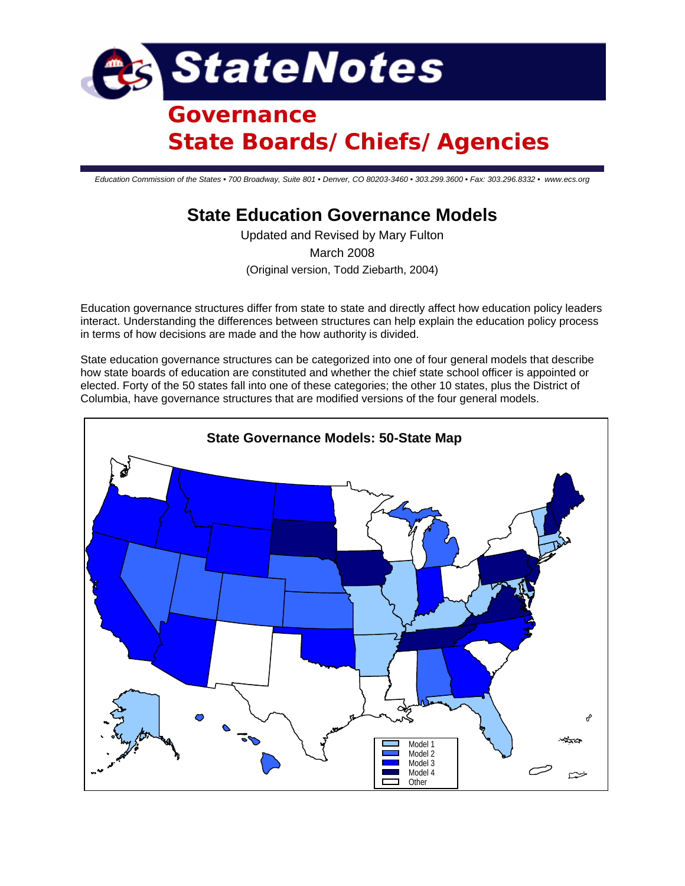# StateNotes

## Governance
## State Boards/Chiefs/Agencies

*Education Commission of the States • 700 Broadway, Suite 801 • Denver, CO 80203-3460 • 303.299.3600 • Fax: 303.296.8332 • www.ecs.org*

# State Education Governance Models

Updated and Revised by Mary Fulton

March 2008

(Original version, Todd Ziebarth, 2004)

Education governance structures differ from state to state and directly affect how education policy leaders interact. Understanding the differences between structures can help explain the education policy process in terms of how decisions are made and the how authority is divided.

State education governance structures can be categorized into one of four general models that describe how state boards of education are constituted and whether the chief state school officer is appointed or elected. Forty of the 50 states fall into one of these categories; the other 10 states, plus the District of Columbia, have governance structures that are modified versions of the four general models.

**State Governance Models: 50-State Map**

Model 1
Model 2
Model 3
Model 4
Other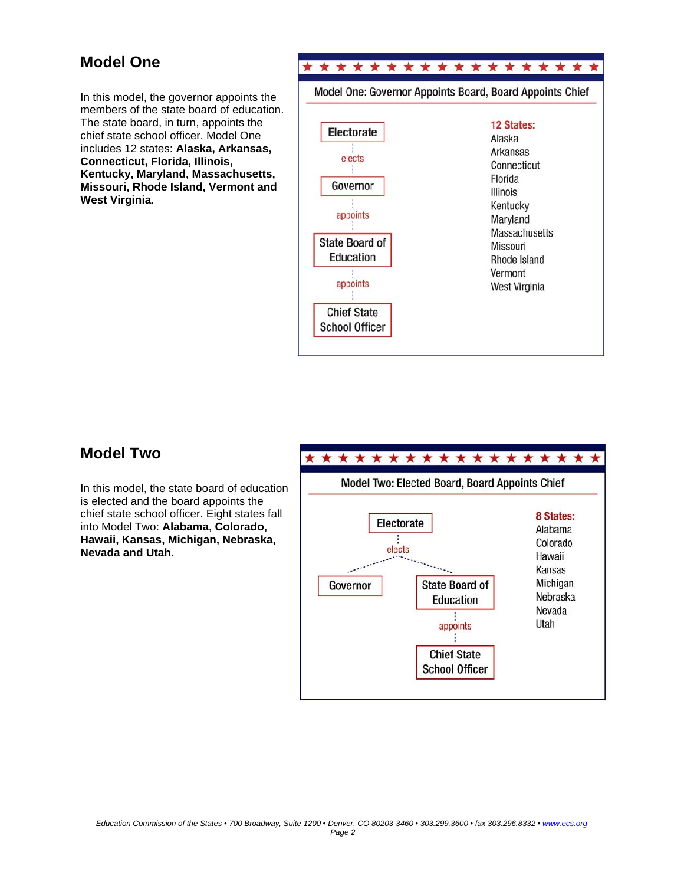## Model One

In this model, the governor appoints the members of the state board of education. The state board, in turn, appoints the chief state school officer. Model One includes 12 states: **Alaska, Arkansas, Connecticut, Florida, Illinois, Kentucky, Maryland, Massachusetts, Missouri, Rhode Island, Vermont and West Virginia**.

**Model One: Governor Appoints Board, Board Appoints Chief**

Electorate → elects → Governor → appoints → State Board of Education → appoints → Chief State School Officer

**12 States:**
Alaska
Arkansas
Connecticut
Florida
Illinois
Kentucky
Maryland
Massachusetts
Missouri
Rhode Island
Vermont
West Virginia

## Model Two

In this model, the state board of education is elected and the board appoints the chief state school officer. Eight states fall into Model Two: **Alabama, Colorado, Hawaii, Kansas, Michigan, Nebraska, Nevada and Utah**.

**Model Two: Elected Board, Board Appoints Chief**

Electorate → elects → Governor; State Board of Education → appoints → Chief State School Officer

**8 States:**
Alabama
Colorado
Hawaii
Kansas
Michigan
Nebraska
Nevada
Utah

*Education Commission of the States • 700 Broadway, Suite 1200 • Denver, CO 80203-3460 • 303.299.3600 • fax 303.296.8332 • www.ecs.org*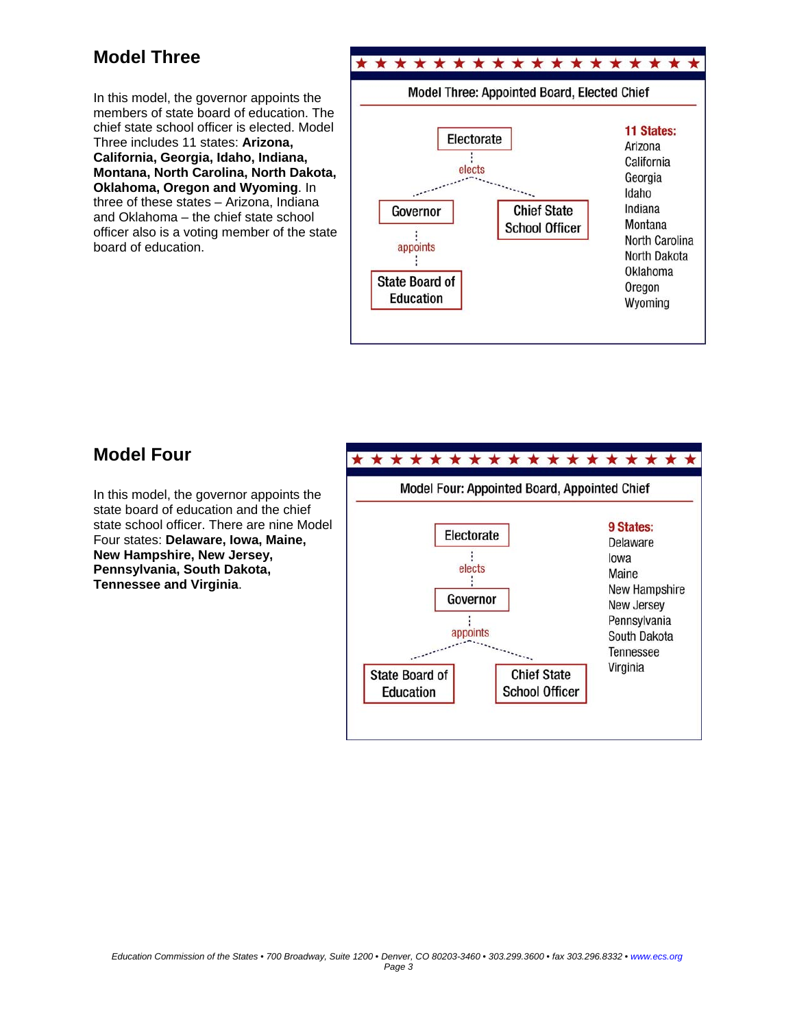## Model Three

In this model, the governor appoints the members of state board of education. The chief state school officer is elected. Model Three includes 11 states: **Arizona, California, Georgia, Idaho, Indiana, Montana, North Carolina, North Dakota, Oklahoma, Oregon and Wyoming**. In three of these states – Arizona, Indiana and Oklahoma – the chief state school officer also is a voting member of the state board of education.

**Model Three: Appointed Board, Elected Chief**

Electorate elects Governor and Chief State School Officer. Governor appoints State Board of Education.

**11 States:**
- Arizona
- California
- Georgia
- Idaho
- Indiana
- Montana
- North Carolina
- North Dakota
- Oklahoma
- Oregon
- Wyoming

## Model Four

In this model, the governor appoints the state board of education and the chief state school officer. There are nine Model Four states: **Delaware, Iowa, Maine, New Hampshire, New Jersey, Pennsylvania, South Dakota, Tennessee and Virginia**.

**Model Four: Appointed Board, Appointed Chief**

Electorate elects Governor. Governor appoints State Board of Education and Chief State School Officer.

**9 States:**
- Delaware
- Iowa
- Maine
- New Hampshire
- New Jersey
- Pennsylvania
- South Dakota
- Tennessee
- Virginia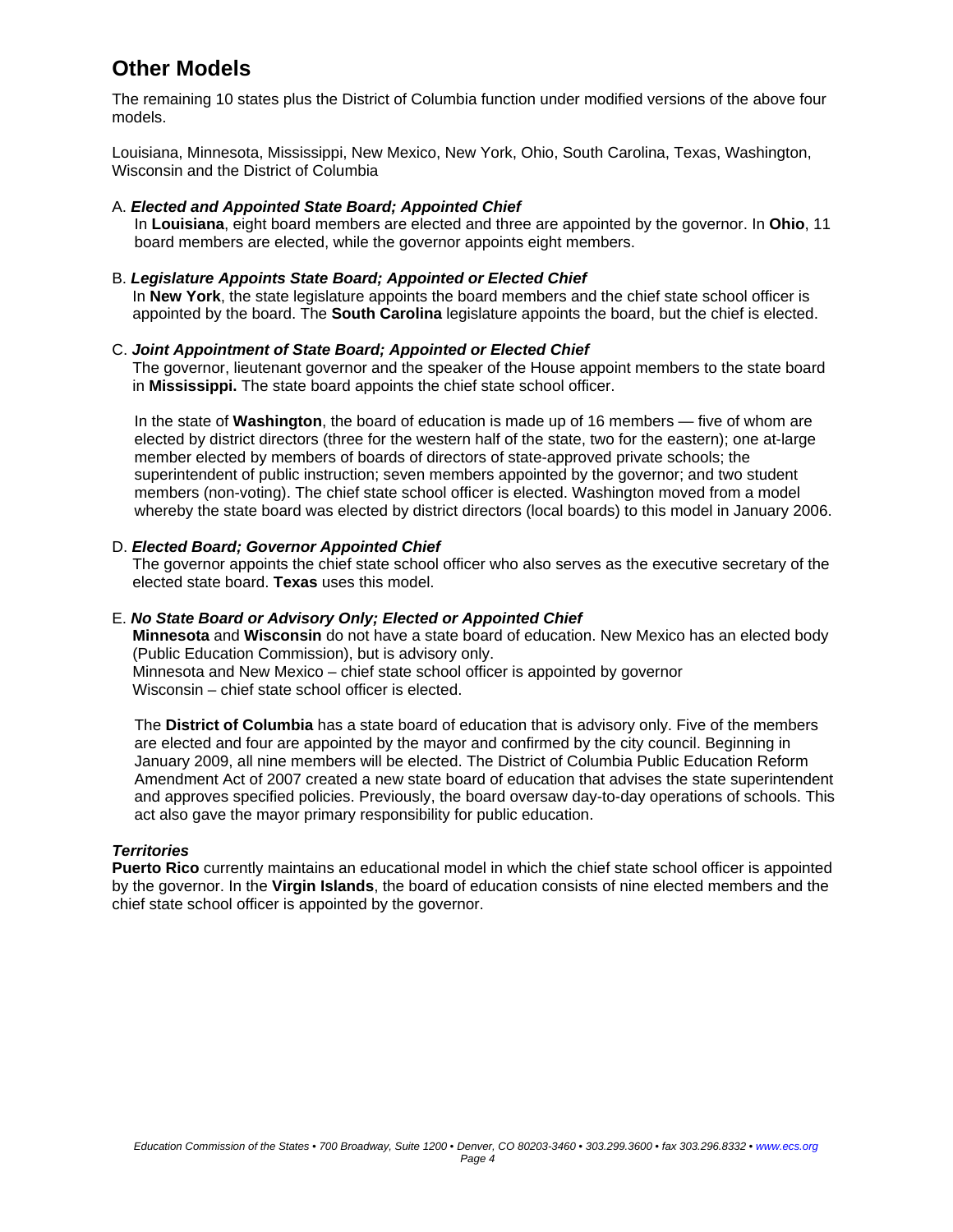## Other Models

The remaining 10 states plus the District of Columbia function under modified versions of the above four models.

Louisiana, Minnesota, Mississippi, New Mexico, New York, Ohio, South Carolina, Texas, Washington, Wisconsin and the District of Columbia

A. ***Elected and Appointed State Board; Appointed Chief***

In **Louisiana**, eight board members are elected and three are appointed by the governor. In **Ohio**, 11 board members are elected, while the governor appoints eight members.

B. ***Legislature Appoints State Board; Appointed or Elected Chief***

In **New York**, the state legislature appoints the board members and the chief state school officer is appointed by the board. The **South Carolina** legislature appoints the board, but the chief is elected.

C. ***Joint Appointment of State Board; Appointed or Elected Chief***

The governor, lieutenant governor and the speaker of the House appoint members to the state board in **Mississippi.** The state board appoints the chief state school officer.

In the state of **Washington**, the board of education is made up of 16 members — five of whom are elected by district directors (three for the western half of the state, two for the eastern); one at-large member elected by members of boards of directors of state-approved private schools; the superintendent of public instruction; seven members appointed by the governor; and two student members (non-voting). The chief state school officer is elected. Washington moved from a model whereby the state board was elected by district directors (local boards) to this model in January 2006.

D. ***Elected Board; Governor Appointed Chief***

The governor appoints the chief state school officer who also serves as the executive secretary of the elected state board. **Texas** uses this model.

E. ***No State Board or Advisory Only; Elected or Appointed Chief***

**Minnesota** and **Wisconsin** do not have a state board of education. New Mexico has an elected body (Public Education Commission), but is advisory only.
Minnesota and New Mexico – chief state school officer is appointed by governor
Wisconsin – chief state school officer is elected.

The **District of Columbia** has a state board of education that is advisory only. Five of the members are elected and four are appointed by the mayor and confirmed by the city council. Beginning in January 2009, all nine members will be elected. The District of Columbia Public Education Reform Amendment Act of 2007 created a new state board of education that advises the state superintendent and approves specified policies. Previously, the board oversaw day-to-day operations of schools. This act also gave the mayor primary responsibility for public education.

***Territories***

**Puerto Rico** currently maintains an educational model in which the chief state school officer is appointed by the governor. In the **Virgin Islands**, the board of education consists of nine elected members and the chief state school officer is appointed by the governor.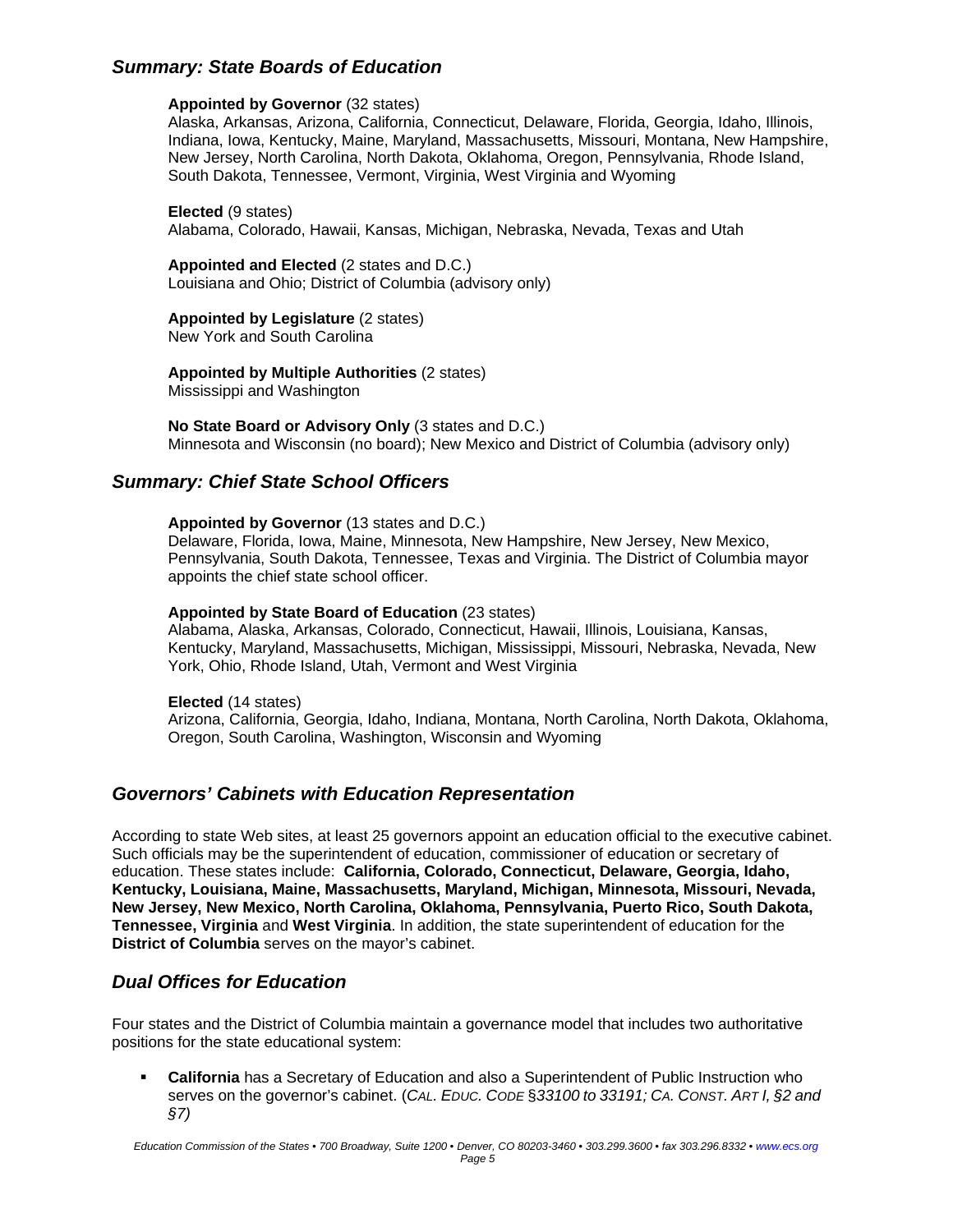## *Summary: State Boards of Education*

**Appointed by Governor** (32 states)
Alaska, Arkansas, Arizona, California, Connecticut, Delaware, Florida, Georgia, Idaho, Illinois, Indiana, Iowa, Kentucky, Maine, Maryland, Massachusetts, Missouri, Montana, New Hampshire, New Jersey, North Carolina, North Dakota, Oklahoma, Oregon, Pennsylvania, Rhode Island, South Dakota, Tennessee, Vermont, Virginia, West Virginia and Wyoming

**Elected** (9 states)
Alabama, Colorado, Hawaii, Kansas, Michigan, Nebraska, Nevada, Texas and Utah

**Appointed and Elected** (2 states and D.C.)
Louisiana and Ohio; District of Columbia (advisory only)

**Appointed by Legislature** (2 states)
New York and South Carolina

**Appointed by Multiple Authorities** (2 states)
Mississippi and Washington

**No State Board or Advisory Only** (3 states and D.C.)
Minnesota and Wisconsin (no board); New Mexico and District of Columbia (advisory only)

## *Summary: Chief State School Officers*

**Appointed by Governor** (13 states and D.C.)
Delaware, Florida, Iowa, Maine, Minnesota, New Hampshire, New Jersey, New Mexico, Pennsylvania, South Dakota, Tennessee, Texas and Virginia. The District of Columbia mayor appoints the chief state school officer.

**Appointed by State Board of Education** (23 states)
Alabama, Alaska, Arkansas, Colorado, Connecticut, Hawaii, Illinois, Louisiana, Kansas, Kentucky, Maryland, Massachusetts, Michigan, Mississippi, Missouri, Nebraska, Nevada, New York, Ohio, Rhode Island, Utah, Vermont and West Virginia

**Elected** (14 states)
Arizona, California, Georgia, Idaho, Indiana, Montana, North Carolina, North Dakota, Oklahoma, Oregon, South Carolina, Washington, Wisconsin and Wyoming

## *Governors' Cabinets with Education Representation*

According to state Web sites, at least 25 governors appoint an education official to the executive cabinet. Such officials may be the superintendent of education, commissioner of education or secretary of education. These states include: **California, Colorado, Connecticut, Delaware, Georgia, Idaho, Kentucky, Louisiana, Maine, Massachusetts, Maryland, Michigan, Minnesota, Missouri, Nevada, New Jersey, New Mexico, North Carolina, Oklahoma, Pennsylvania, Puerto Rico, South Dakota, Tennessee, Virginia** and **West Virginia**. In addition, the state superintendent of education for the **District of Columbia** serves on the mayor's cabinet.

## *Dual Offices for Education*

Four states and the District of Columbia maintain a governance model that includes two authoritative positions for the state educational system:

- **California** has a Secretary of Education and also a Superintendent of Public Instruction who serves on the governor's cabinet. (*Cal. Educ. Code §33100 to 33191; Ca. Const. Art I, §2 and §7)*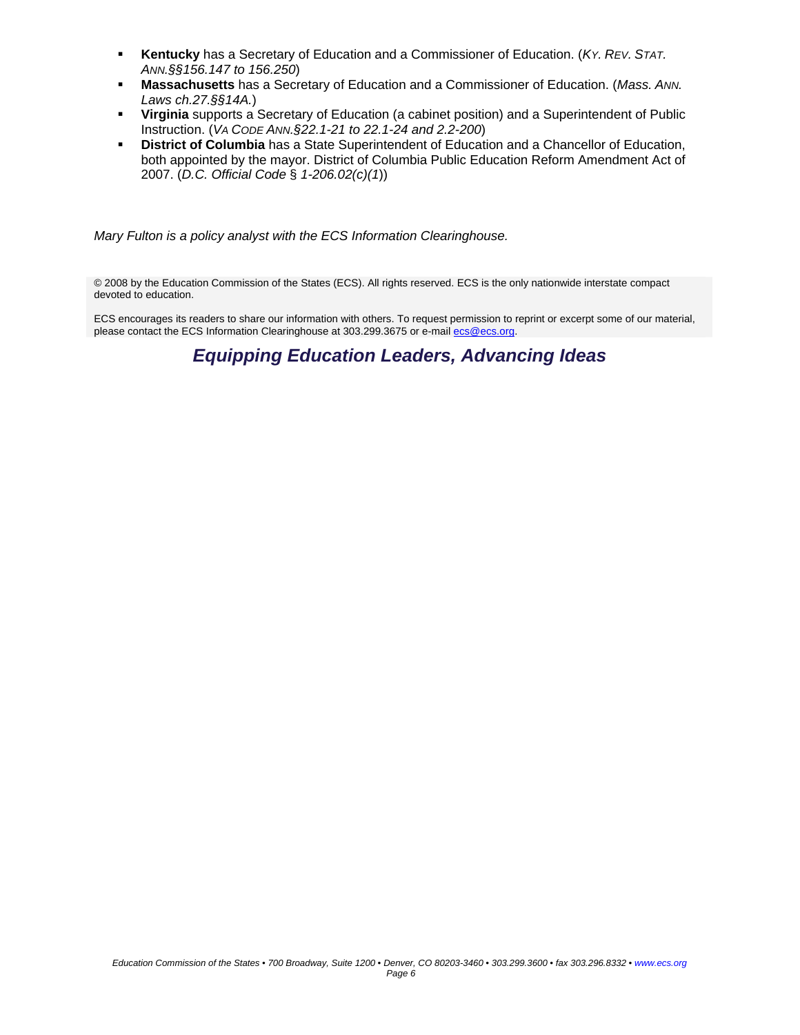- **Kentucky** has a Secretary of Education and a Commissioner of Education. (*Ky. Rev. Stat. Ann.§§156.147 to 156.250*)
- **Massachusetts** has a Secretary of Education and a Commissioner of Education. (*Mass. Ann. Laws ch.27.§§14A.*)
- **Virginia** supports a Secretary of Education (a cabinet position) and a Superintendent of Public Instruction. (*Va Code Ann.§22.1-21 to 22.1-24 and 2.2-200*)
- **District of Columbia** has a State Superintendent of Education and a Chancellor of Education, both appointed by the mayor. District of Columbia Public Education Reform Amendment Act of 2007. (*D.C. Official Code* § *1-206.02(c)(1)*)

*Mary Fulton is a policy analyst with the ECS Information Clearinghouse.*

© 2008 by the Education Commission of the States (ECS). All rights reserved. ECS is the only nationwide interstate compact devoted to education.

ECS encourages its readers to share our information with others. To request permission to reprint or excerpt some of our material, please contact the ECS Information Clearinghouse at 303.299.3675 or e-mail ecs@ecs.org.

***Equipping Education Leaders, Advancing Ideas***

*Education Commission of the States • 700 Broadway, Suite 1200 • Denver, CO 80203-3460 • 303.299.3600 • fax 303.296.8332 • www.ecs.org*